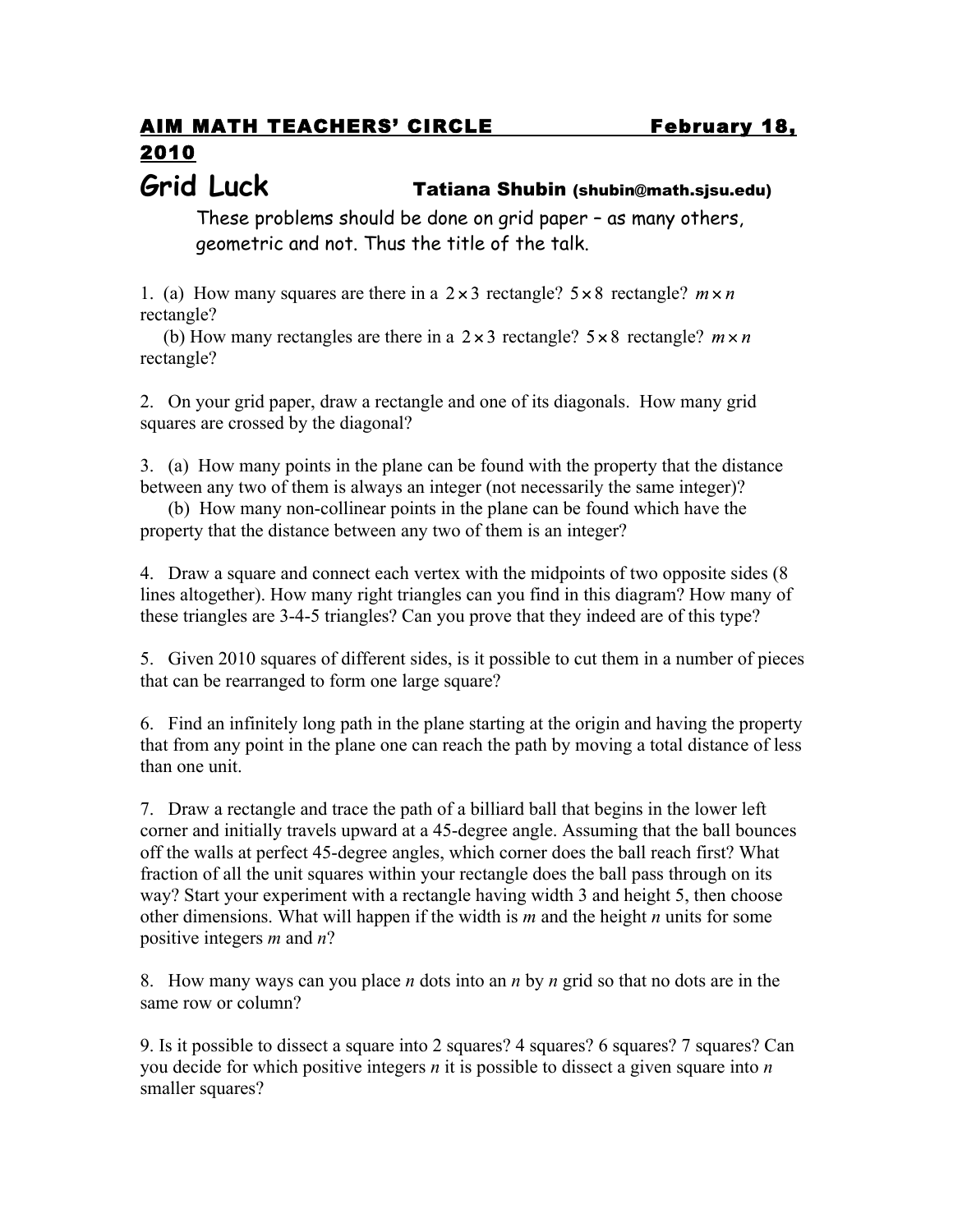**AIM MATH TEACHERS' CIRCLE February 18, 2010**

# Grid Luck

**Tatiana Shubin** (shubin@math.sjsu.edu)

These problems should be done on grid paper – as many others, geometric and not. Thus the title of the talk.

1. (a) How many squares are there in a $2 \times 3$ rectangle? $5 \times 8$ rectangle? $m \times n$ rectangle?
   (b) How many rectangles are there in a $2 \times 3$ rectangle? $5 \times 8$ rectangle? $m \times n$ rectangle?

2. On your grid paper, draw a rectangle and one of its diagonals. How many grid squares are crossed by the diagonal?

3. (a) How many points in the plane can be found with the property that the distance between any two of them is always an integer (not necessarily the same integer)?
   (b) How many non-collinear points in the plane can be found which have the property that the distance between any two of them is an integer?

4. Draw a square and connect each vertex with the midpoints of two opposite sides (8 lines altogether). How many right triangles can you find in this diagram? How many of these triangles are 3-4-5 triangles? Can you prove that they indeed are of this type?

5. Given 2010 squares of different sides, is it possible to cut them in a number of pieces that can be rearranged to form one large square?

6. Find an infinitely long path in the plane starting at the origin and having the property that from any point in the plane one can reach the path by moving a total distance of less than one unit.

7. Draw a rectangle and trace the path of a billiard ball that begins in the lower left corner and initially travels upward at a 45-degree angle. Assuming that the ball bounces off the walls at perfect 45-degree angles, which corner does the ball reach first? What fraction of all the unit squares within your rectangle does the ball pass through on its way? Start your experiment with a rectangle having width 3 and height 5, then choose other dimensions. What will happen if the width is $m$ and the height $n$ units for some positive integers $m$ and $n$?

8. How many ways can you place $n$ dots into an $n$ by $n$ grid so that no dots are in the same row or column?

9. Is it possible to dissect a square into 2 squares? 4 squares? 6 squares? 7 squares? Can you decide for which positive integers $n$ it is possible to dissect a given square into $n$ smaller squares?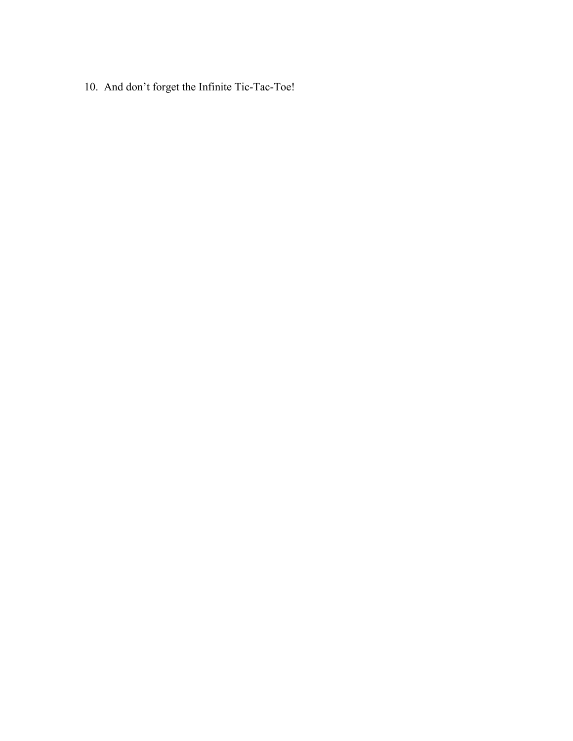10. And don’t forget the Infinite Tic-Tac-Toe!